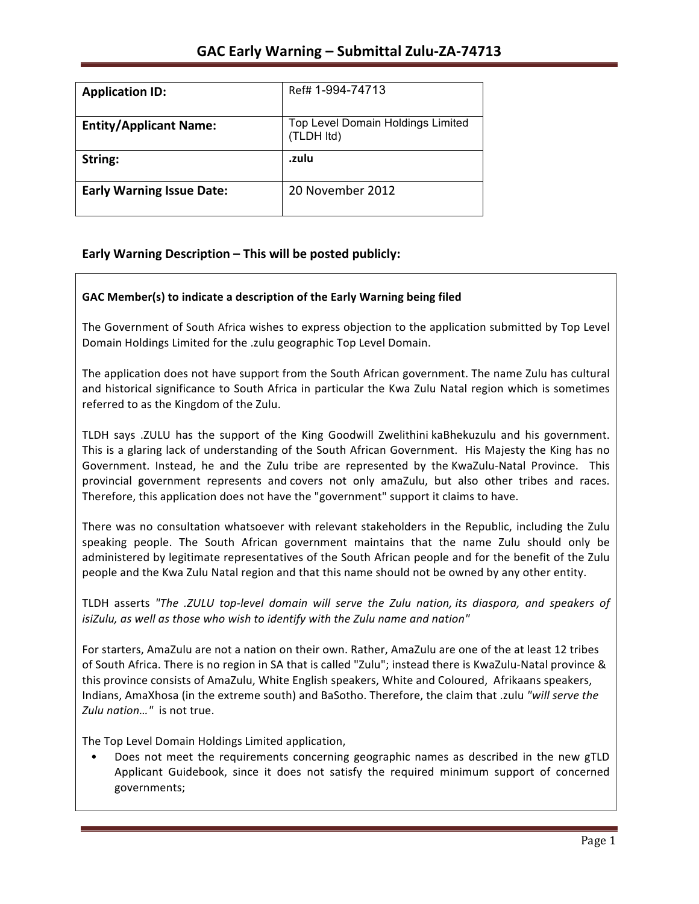# GAC Early Warning – Submittal Zulu-ZA-74713

| **Application ID:** | Ref# 1-994-74713 |
|---|---|
| **Entity/Applicant Name:** | Top Level Domain Holdings Limited (TLDH ltd) |
| **String:** | **.zulu** |
| **Early Warning Issue Date:** | 20 November 2012 |

## Early Warning Description – This will be posted publicly:

**GAC Member(s) to indicate a description of the Early Warning being filed**

The Government of South Africa wishes to express objection to the application submitted by Top Level Domain Holdings Limited for the .zulu geographic Top Level Domain.

The application does not have support from the South African government. The name Zulu has cultural and historical significance to South Africa in particular the Kwa Zulu Natal region which is sometimes referred to as the Kingdom of the Zulu.

TLDH says .ZULU has the support of the King Goodwill Zwelithini kaBhekuzulu and his government. This is a glaring lack of understanding of the South African Government. His Majesty the King has no Government. Instead, he and the Zulu tribe are represented by the KwaZulu-Natal Province. This provincial government represents and covers not only amaZulu, but also other tribes and races. Therefore, this application does not have the "government" support it claims to have.

There was no consultation whatsoever with relevant stakeholders in the Republic, including the Zulu speaking people. The South African government maintains that the name Zulu should only be administered by legitimate representatives of the South African people and for the benefit of the Zulu people and the Kwa Zulu Natal region and that this name should not be owned by any other entity.

TLDH asserts *"The .ZULU top-level domain will serve the Zulu nation, its diaspora, and speakers of isiZulu, as well as those who wish to identify with the Zulu name and nation"*

For starters, AmaZulu are not a nation on their own. Rather, AmaZulu are one of the at least 12 tribes of South Africa. There is no region in SA that is called "Zulu"; instead there is KwaZulu-Natal province & this province consists of AmaZulu, White English speakers, White and Coloured, Afrikaans speakers, Indians, AmaXhosa (in the extreme south) and BaSotho. Therefore, the claim that .zulu *"will serve the Zulu nation…"* is not true.

The Top Level Domain Holdings Limited application,

- Does not meet the requirements concerning geographic names as described in the new gTLD Applicant Guidebook, since it does not satisfy the required minimum support of concerned governments;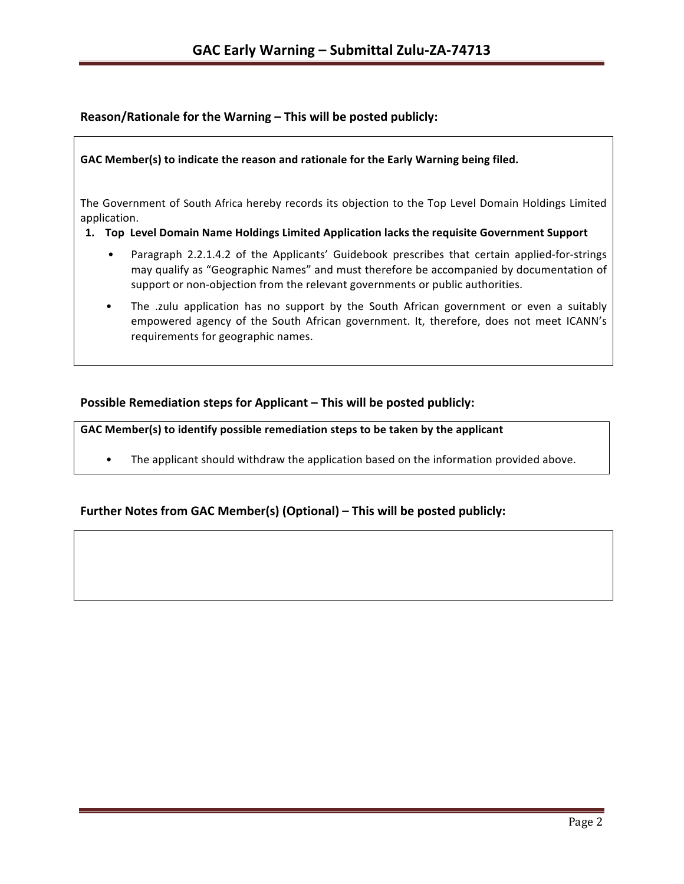# GAC Early Warning – Submittal Zulu-ZA-74713

## Reason/Rationale for the Warning – This will be posted publicly:

**GAC Member(s) to indicate the reason and rationale for the Early Warning being filed.**

The Government of South Africa hereby records its objection to the Top Level Domain Holdings Limited application.

1. **Top Level Domain Name Holdings Limited Application lacks the requisite Government Support**
   - Paragraph 2.2.1.4.2 of the Applicants' Guidebook prescribes that certain applied-for-strings may qualify as "Geographic Names" and must therefore be accompanied by documentation of support or non-objection from the relevant governments or public authorities.
   - The .zulu application has no support by the South African government or even a suitably empowered agency of the South African government. It, therefore, does not meet ICANN's requirements for geographic names.

## Possible Remediation steps for Applicant – This will be posted publicly:

**GAC Member(s) to identify possible remediation steps to be taken by the applicant**

- The applicant should withdraw the application based on the information provided above.

## Further Notes from GAC Member(s) (Optional) – This will be posted publicly: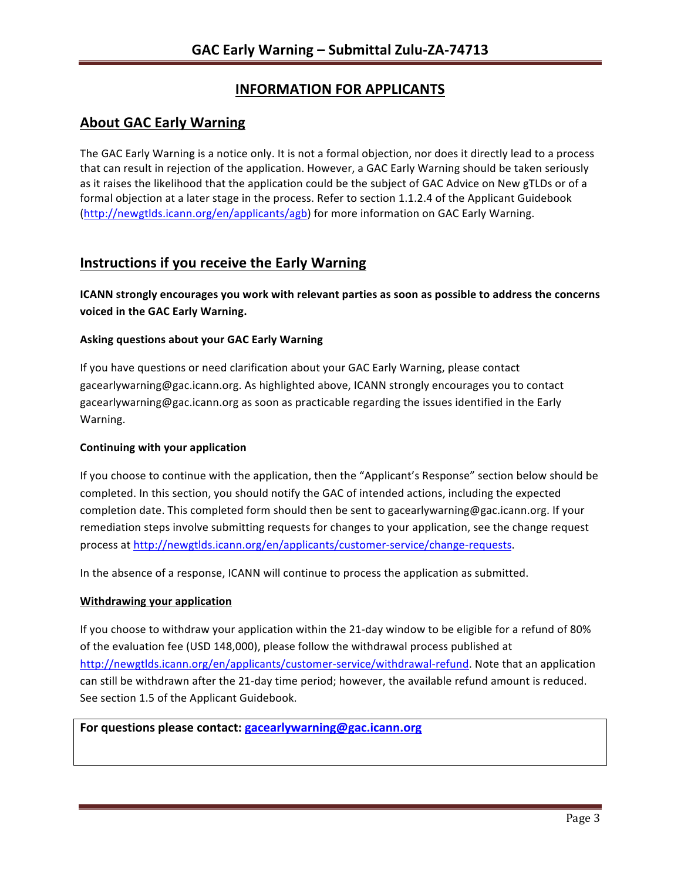## INFORMATION FOR APPLICANTS

## About GAC Early Warning

The GAC Early Warning is a notice only. It is not a formal objection, nor does it directly lead to a process that can result in rejection of the application. However, a GAC Early Warning should be taken seriously as it raises the likelihood that the application could be the subject of GAC Advice on New gTLDs or of a formal objection at a later stage in the process. Refer to section 1.1.2.4 of the Applicant Guidebook (http://newgtlds.icann.org/en/applicants/agb) for more information on GAC Early Warning.

## Instructions if you receive the Early Warning

**ICANN strongly encourages you work with relevant parties as soon as possible to address the concerns voiced in the GAC Early Warning.**

#### Asking questions about your GAC Early Warning

If you have questions or need clarification about your GAC Early Warning, please contact gacearlywarning@gac.icann.org. As highlighted above, ICANN strongly encourages you to contact gacearlywarning@gac.icann.org as soon as practicable regarding the issues identified in the Early Warning.

#### Continuing with your application

If you choose to continue with the application, then the "Applicant's Response" section below should be completed. In this section, you should notify the GAC of intended actions, including the expected completion date. This completed form should then be sent to gacearlywarning@gac.icann.org. If your remediation steps involve submitting requests for changes to your application, see the change request process at http://newgtlds.icann.org/en/applicants/customer-service/change-requests.

In the absence of a response, ICANN will continue to process the application as submitted.

#### Withdrawing your application

If you choose to withdraw your application within the 21-day window to be eligible for a refund of 80% of the evaluation fee (USD 148,000), please follow the withdrawal process published at http://newgtlds.icann.org/en/applicants/customer-service/withdrawal-refund. Note that an application can still be withdrawn after the 21-day time period; however, the available refund amount is reduced. See section 1.5 of the Applicant Guidebook.

**For questions please contact: gacearlywarning@gac.icann.org**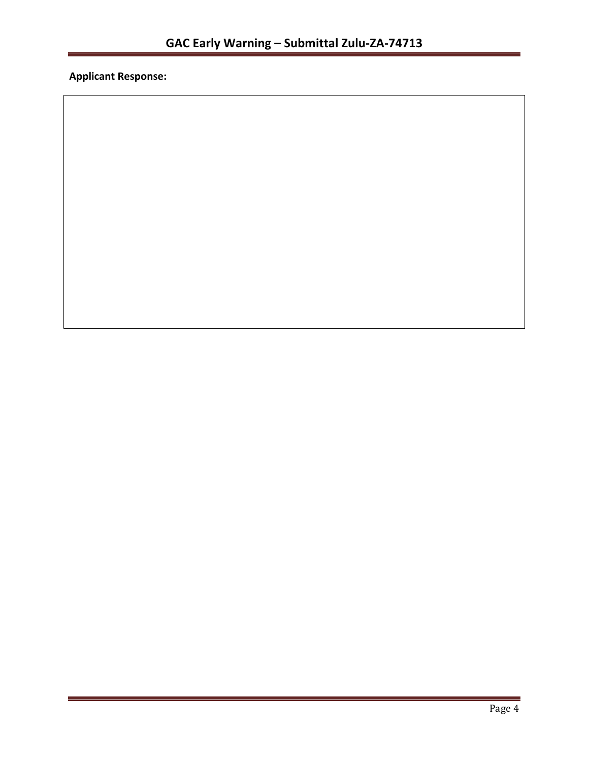**Applicant Response:**

| |
|---|
| |